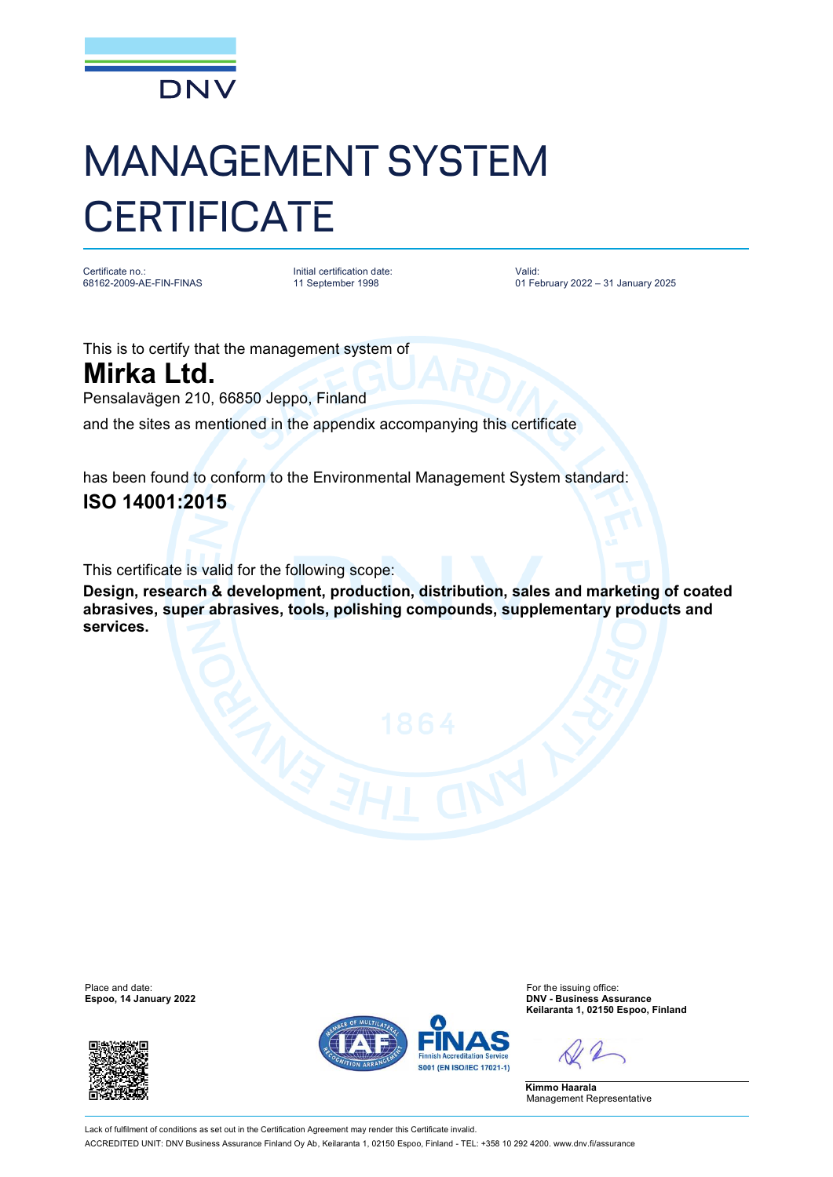DNV

# MANAGEMENT SYSTEM CERTIFICATE

Certificate no.:
68162-2009-AE-FIN-FINAS

Initial certification date:
11 September 1998

Valid:
01 February 2022 – 31 January 2025

This is to certify that the management system of

## Mirka Ltd.

Pensalavägen 210, 66850 Jeppo, Finland

and the sites as mentioned in the appendix accompanying this certificate

has been found to conform to the Environmental Management System standard:

## ISO 14001:2015

This certificate is valid for the following scope:

**Design, research & development, production, distribution, sales and marketing of coated abrasives, super abrasives, tools, polishing compounds, supplementary products and services.**

Place and date:
**Espoo, 14 January 2022**

For the issuing office:
**DNV - Business Assurance**
**Keilaranta 1, 02150 Espoo, Finland**

**Kimmo Haarala**
Management Representative

FINAS
Finnish Accreditation Service
S001 (EN ISO/IEC 17021-1)

Lack of fulfilment of conditions as set out in the Certification Agreement may render this Certificate invalid.

ACCREDITED UNIT: DNV Business Assurance Finland Oy Ab, Keilaranta 1, 02150 Espoo, Finland - TEL: +358 10 292 4200. www.dnv.fi/assurance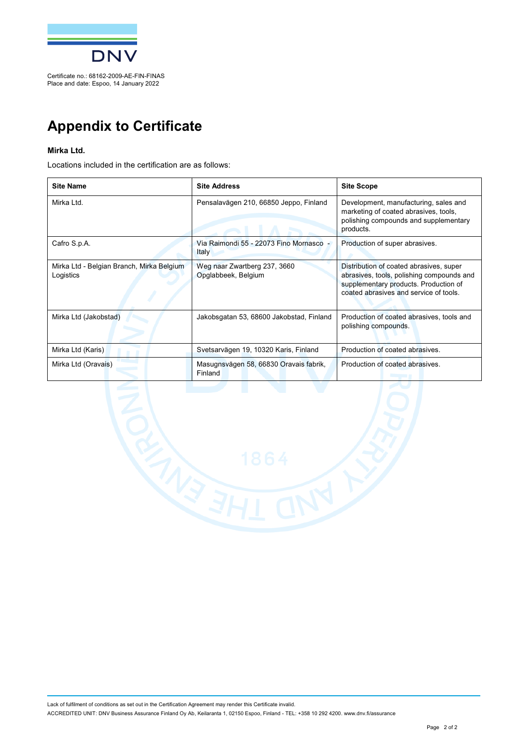Certificate no.: 68162-2009-AE-FIN-FINAS
Place and date: Espoo, 14 January 2022

# Appendix to Certificate

**Mirka Ltd.**

Locations included in the certification are as follows:

| Site Name | Site Address | Site Scope |
|---|---|---|
| Mirka Ltd. | Pensalavägen 210, 66850 Jeppo, Finland | Development, manufacturing, sales and marketing of coated abrasives, tools, polishing compounds and supplementary products. |
| Cafro S.p.A. | Via Raimondi 55 - 22073 Fino Mornasco - Italy | Production of super abrasives. |
| Mirka Ltd - Belgian Branch, Mirka Belgium Logistics | Weg naar Zwartberg 237, 3660 Opglabbeek, Belgium | Distribution of coated abrasives, super abrasives, tools, polishing compounds and supplementary products. Production of coated abrasives and service of tools. |
| Mirka Ltd (Jakobstad) | Jakobsgatan 53, 68600 Jakobstad, Finland | Production of coated abrasives, tools and polishing compounds. |
| Mirka Ltd (Karis) | Svetsarvägen 19, 10320 Karis, Finland | Production of coated abrasives. |
| Mirka Ltd (Oravais) | Masugnsvägen 58, 66830 Oravais fabrik, Finland | Production of coated abrasives. |

Lack of fulfilment of conditions as set out in the Certification Agreement may render this Certificate invalid.
ACCREDITED UNIT: DNV Business Assurance Finland Oy Ab, Keilaranta 1, 02150 Espoo, Finland - TEL: +358 10 292 4200. www.dnv.fi/assurance